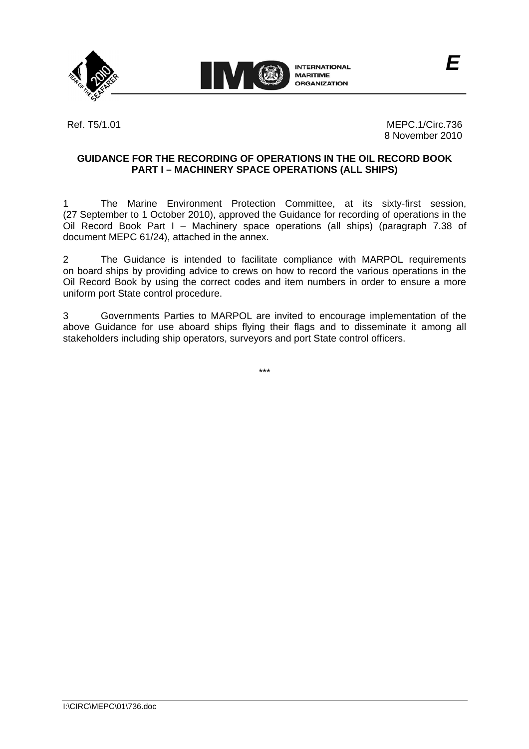E

Ref. T5/1.01

MEPC.1/Circ.736
8 November 2010

## GUIDANCE FOR THE RECORDING OF OPERATIONS IN THE OIL RECORD BOOK PART I – MACHINERY SPACE OPERATIONS (ALL SHIPS)

1 The Marine Environment Protection Committee, at its sixty-first session, (27 September to 1 October 2010), approved the Guidance for recording of operations in the Oil Record Book Part I – Machinery space operations (all ships) (paragraph 7.38 of document MEPC 61/24), attached in the annex.

2 The Guidance is intended to facilitate compliance with MARPOL requirements on board ships by providing advice to crews on how to record the various operations in the Oil Record Book by using the correct codes and item numbers in order to ensure a more uniform port State control procedure.

3 Governments Parties to MARPOL are invited to encourage implementation of the above Guidance for use aboard ships flying their flags and to disseminate it among all stakeholders including ship operators, surveyors and port State control officers.

***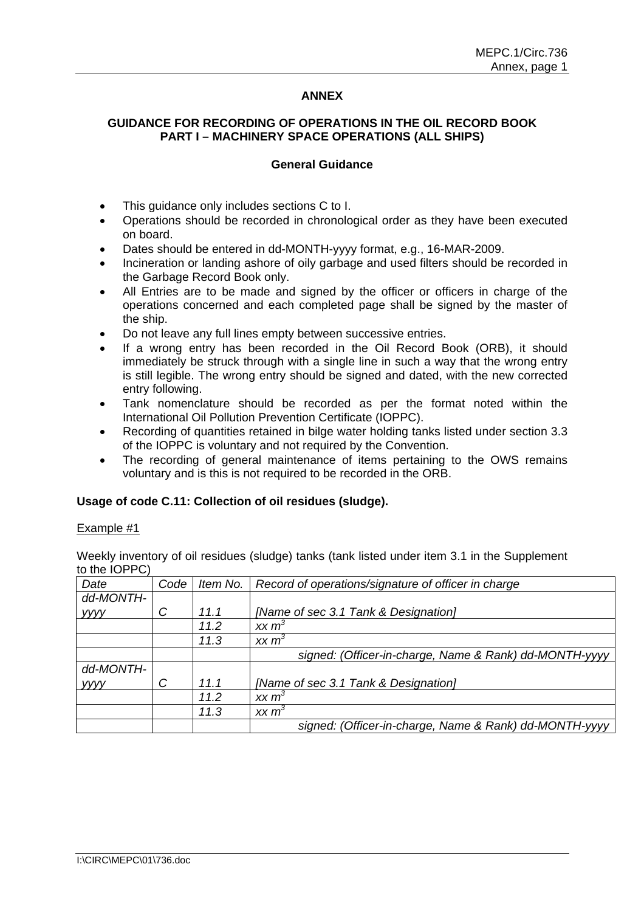# ANNEX

## GUIDANCE FOR RECORDING OF OPERATIONS IN THE OIL RECORD BOOK PART I – MACHINERY SPACE OPERATIONS (ALL SHIPS)

### General Guidance

- This guidance only includes sections C to I.
- Operations should be recorded in chronological order as they have been executed on board.
- Dates should be entered in dd-MONTH-yyyy format, e.g., 16-MAR-2009.
- Incineration or landing ashore of oily garbage and used filters should be recorded in the Garbage Record Book only.
- All Entries are to be made and signed by the officer or officers in charge of the operations concerned and each completed page shall be signed by the master of the ship.
- Do not leave any full lines empty between successive entries.
- If a wrong entry has been recorded in the Oil Record Book (ORB), it should immediately be struck through with a single line in such a way that the wrong entry is still legible. The wrong entry should be signed and dated, with the new corrected entry following.
- Tank nomenclature should be recorded as per the format noted within the International Oil Pollution Prevention Certificate (IOPPC).
- Recording of quantities retained in bilge water holding tanks listed under section 3.3 of the IOPPC is voluntary and not required by the Convention.
- The recording of general maintenance of items pertaining to the OWS remains voluntary and is this is not required to be recorded in the ORB.

**Usage of code C.11: Collection of oil residues (sludge).**

Example #1

Weekly inventory of oil residues (sludge) tanks (tank listed under item 3.1 in the Supplement to the IOPPC)

| *Date* | *Code* | *Item No.* | *Record of operations/signature of officer in charge* |
|---|---|---|---|
| *dd-MONTH-yyyy* | *C* | *11.1* | *[Name of sec 3.1 Tank & Designation]* |
| | | *11.2* | *xx $m^3$* |
| | | *11.3* | *xx $m^3$* |
| | | | *signed: (Officer-in-charge, Name & Rank) dd-MONTH-yyyy* |
| *dd-MONTH-yyyy* | *C* | *11.1* | *[Name of sec 3.1 Tank & Designation]* |
| | | *11.2* | *xx $m^3$* |
| | | *11.3* | *xx $m^3$* |
| | | | *signed: (Officer-in-charge, Name & Rank) dd-MONTH-yyyy* |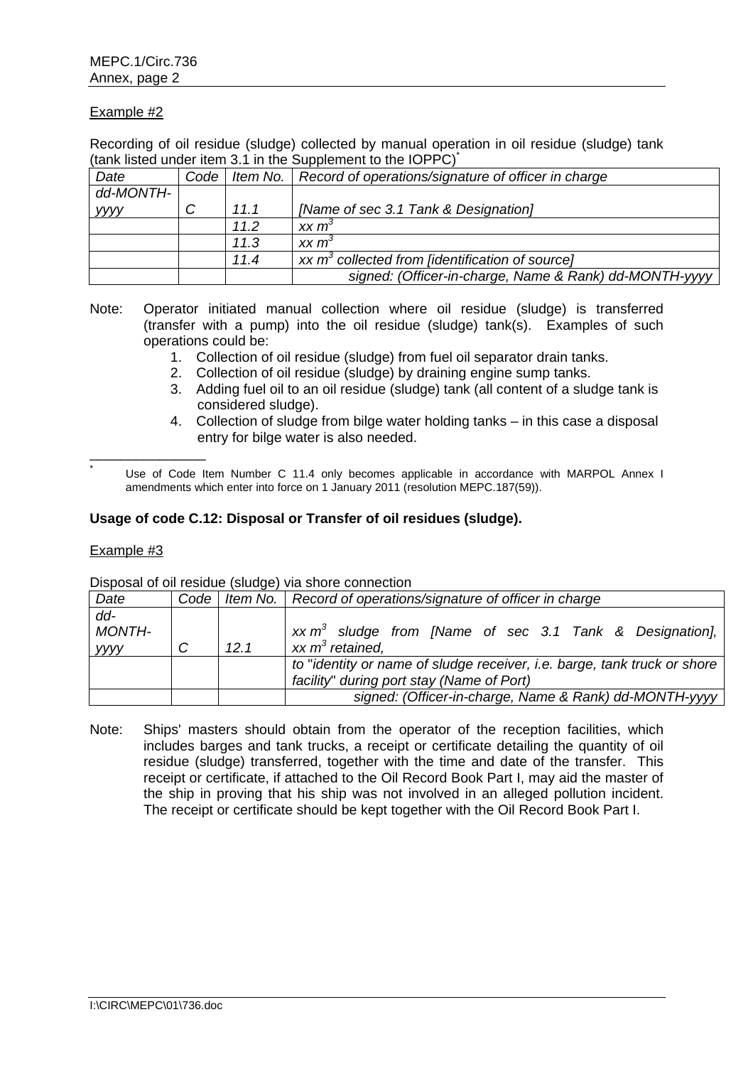Example #2

Recording of oil residue (sludge) collected by manual operation in oil residue (sludge) tank (tank listed under item 3.1 in the Supplement to the IOPPC)*

| *Date* | *Code* | *Item No.* | *Record of operations/signature of officer in charge* |
|---|---|---|---|
| *dd-MONTH-yyyy* | *C* | *11.1* | *[Name of sec 3.1 Tank & Designation]* |
| | | *11.2* | *xx* $m^3$ |
| | | *11.3* | *xx* $m^3$ |
| | | *11.4* | *xx* $m^3$ *collected from [identification of source]* |
| | | | *signed: (Officer-in-charge, Name & Rank) dd-MONTH-yyyy* |

Note: Operator initiated manual collection where oil residue (sludge) is transferred (transfer with a pump) into the oil residue (sludge) tank(s). Examples of such operations could be:

1. Collection of oil residue (sludge) from fuel oil separator drain tanks.
2. Collection of oil residue (sludge) by draining engine sump tanks.
3. Adding fuel oil to an oil residue (sludge) tank (all content of a sludge tank is considered sludge).
4. Collection of sludge from bilge water holding tanks – in this case a disposal entry for bilge water is also needed.

---

* Use of Code Item Number C 11.4 only becomes applicable in accordance with MARPOL Annex I amendments which enter into force on 1 January 2011 (resolution MEPC.187(59)).

**Usage of code C.12: Disposal or Transfer of oil residues (sludge).**

Example #3

Disposal of oil residue (sludge) via shore connection

| *Date* | *Code* | *Item No.* | *Record of operations/signature of officer in charge* |
|---|---|---|---|
| *dd-MONTH-yyyy* | *C* | *12.1* | *xx* $m^3$ *sludge from [Name of sec 3.1 Tank & Designation], xx* $m^3$ *retained,* |
| | | | *to "identity or name of sludge receiver, i.e. barge, tank truck or shore facility" during port stay (Name of Port)* |
| | | | *signed: (Officer-in-charge, Name & Rank) dd-MONTH-yyyy* |

Note: Ships' masters should obtain from the operator of the reception facilities, which includes barges and tank trucks, a receipt or certificate detailing the quantity of oil residue (sludge) transferred, together with the time and date of the transfer. This receipt or certificate, if attached to the Oil Record Book Part I, may aid the master of the ship in proving that his ship was not involved in an alleged pollution incident. The receipt or certificate should be kept together with the Oil Record Book Part I.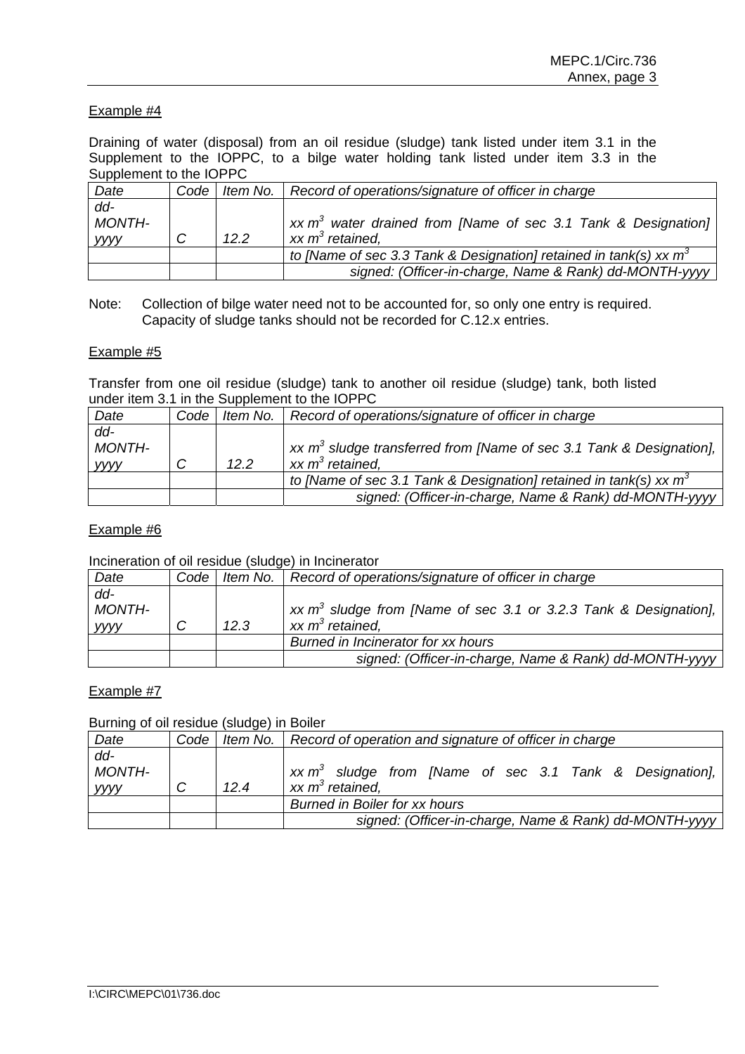Example #4

Draining of water (disposal) from an oil residue (sludge) tank listed under item 3.1 in the Supplement to the IOPPC, to a bilge water holding tank listed under item 3.3 in the Supplement to the IOPPC

| *Date* | *Code* | *Item No.* | *Record of operations/signature of officer in charge* |
|---|---|---|---|
| *dd-MONTH-yyyy* | *C* | *12.2* | *xx $m^3$ water drained from [Name of sec 3.1 Tank & Designation] xx $m^3$ retained,* |
| | | | *to [Name of sec 3.3 Tank & Designation] retained in tank(s) xx $m^3$* |
| | | | *signed: (Officer-in-charge, Name & Rank) dd-MONTH-yyyy* |

Note: Collection of bilge water need not to be accounted for, so only one entry is required. Capacity of sludge tanks should not be recorded for C.12.x entries.

Example #5

Transfer from one oil residue (sludge) tank to another oil residue (sludge) tank, both listed under item 3.1 in the Supplement to the IOPPC

| *Date* | *Code* | *Item No.* | *Record of operations/signature of officer in charge* |
|---|---|---|---|
| *dd-MONTH-yyyy* | *C* | *12.2* | *xx $m^3$ sludge transferred from [Name of sec 3.1 Tank & Designation], xx $m^3$ retained,* |
| | | | *to [Name of sec 3.1 Tank & Designation] retained in tank(s) xx $m^3$* |
| | | | *signed: (Officer-in-charge, Name & Rank) dd-MONTH-yyyy* |

Example #6

Incineration of oil residue (sludge) in Incinerator

| *Date* | *Code* | *Item No.* | *Record of operations/signature of officer in charge* |
|---|---|---|---|
| *dd-MONTH-yyyy* | *C* | *12.3* | *xx $m^3$ sludge from [Name of sec 3.1 or 3.2.3 Tank & Designation], xx $m^3$ retained,* |
| | | | *Burned in Incinerator for xx hours* |
| | | | *signed: (Officer-in-charge, Name & Rank) dd-MONTH-yyyy* |

Example #7

Burning of oil residue (sludge) in Boiler

| *Date* | *Code* | *Item No.* | *Record of operation and signature of officer in charge* |
|---|---|---|---|
| *dd-MONTH-yyyy* | *C* | *12.4* | *xx $m^3$ sludge from [Name of sec 3.1 Tank & Designation], xx $m^3$ retained,* |
| | | | *Burned in Boiler for xx hours* |
| | | | *signed: (Officer-in-charge, Name & Rank) dd-MONTH-yyyy* |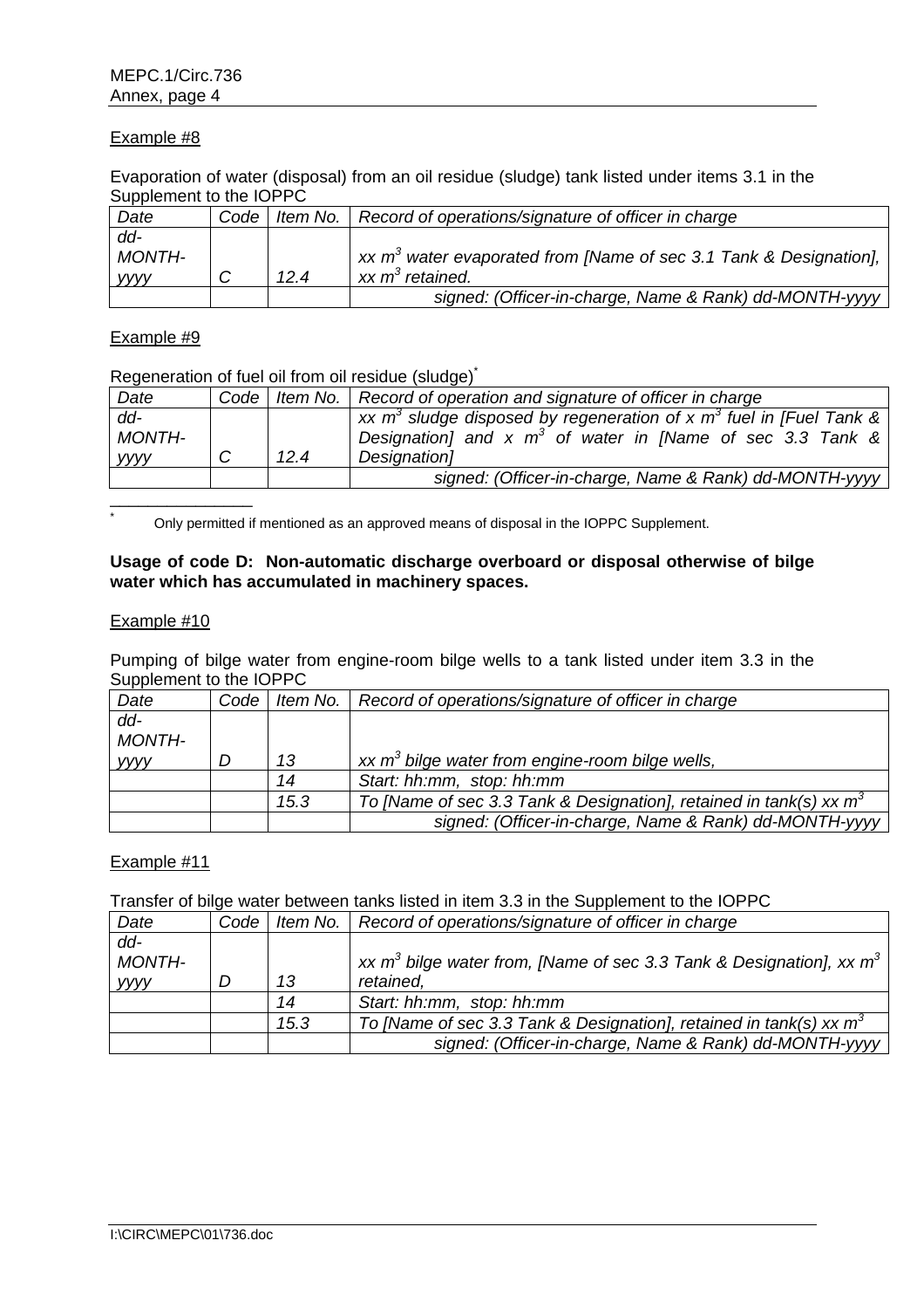Example #8

Evaporation of water (disposal) from an oil residue (sludge) tank listed under items 3.1 in the Supplement to the IOPPC

| *Date* | *Code* | *Item No.* | *Record of operations/signature of officer in charge* |
|---|---|---|---|
| *dd-MONTH-yyyy* | *C* | *12.4* | *xx $m^3$ water evaporated from [Name of sec 3.1 Tank & Designation], xx $m^3$ retained.* |
| | | | *signed: (Officer-in-charge, Name & Rank) dd-MONTH-yyyy* |

Example #9

Regeneration of fuel oil from oil residue (sludge)*

| *Date* | *Code* | *Item No.* | *Record of operation and signature of officer in charge* |
|---|---|---|---|
| *dd-MONTH-yyyy* | *C* | *12.4* | *xx $m^3$ sludge disposed by regeneration of x $m^3$ fuel in [Fuel Tank & Designation] and x $m^3$ of water in [Name of sec 3.3 Tank & Designation]* |
| | | | *signed: (Officer-in-charge, Name & Rank) dd-MONTH-yyyy* |

\* Only permitted if mentioned as an approved means of disposal in the IOPPC Supplement.

**Usage of code D: Non-automatic discharge overboard or disposal otherwise of bilge water which has accumulated in machinery spaces.**

Example #10

Pumping of bilge water from engine-room bilge wells to a tank listed under item 3.3 in the Supplement to the IOPPC

| *Date* | *Code* | *Item No.* | *Record of operations/signature of officer in charge* |
|---|---|---|---|
| *dd-MONTH-yyyy* | *D* | *13* | *xx $m^3$ bilge water from engine-room bilge wells,* |
| | | *14* | *Start: hh:mm, stop: hh:mm* |
| | | *15.3* | *To [Name of sec 3.3 Tank & Designation], retained in tank(s) xx $m^3$* |
| | | | *signed: (Officer-in-charge, Name & Rank) dd-MONTH-yyyy* |

Example #11

Transfer of bilge water between tanks listed in item 3.3 in the Supplement to the IOPPC

| *Date* | *Code* | *Item No.* | *Record of operations/signature of officer in charge* |
|---|---|---|---|
| *dd-MONTH-yyyy* | *D* | *13* | *xx $m^3$ bilge water from, [Name of sec 3.3 Tank & Designation], xx $m^3$ retained,* |
| | | *14* | *Start: hh:mm, stop: hh:mm* |
| | | *15.3* | *To [Name of sec 3.3 Tank & Designation], retained in tank(s) xx $m^3$* |
| | | | *signed: (Officer-in-charge, Name & Rank) dd-MONTH-yyyy* |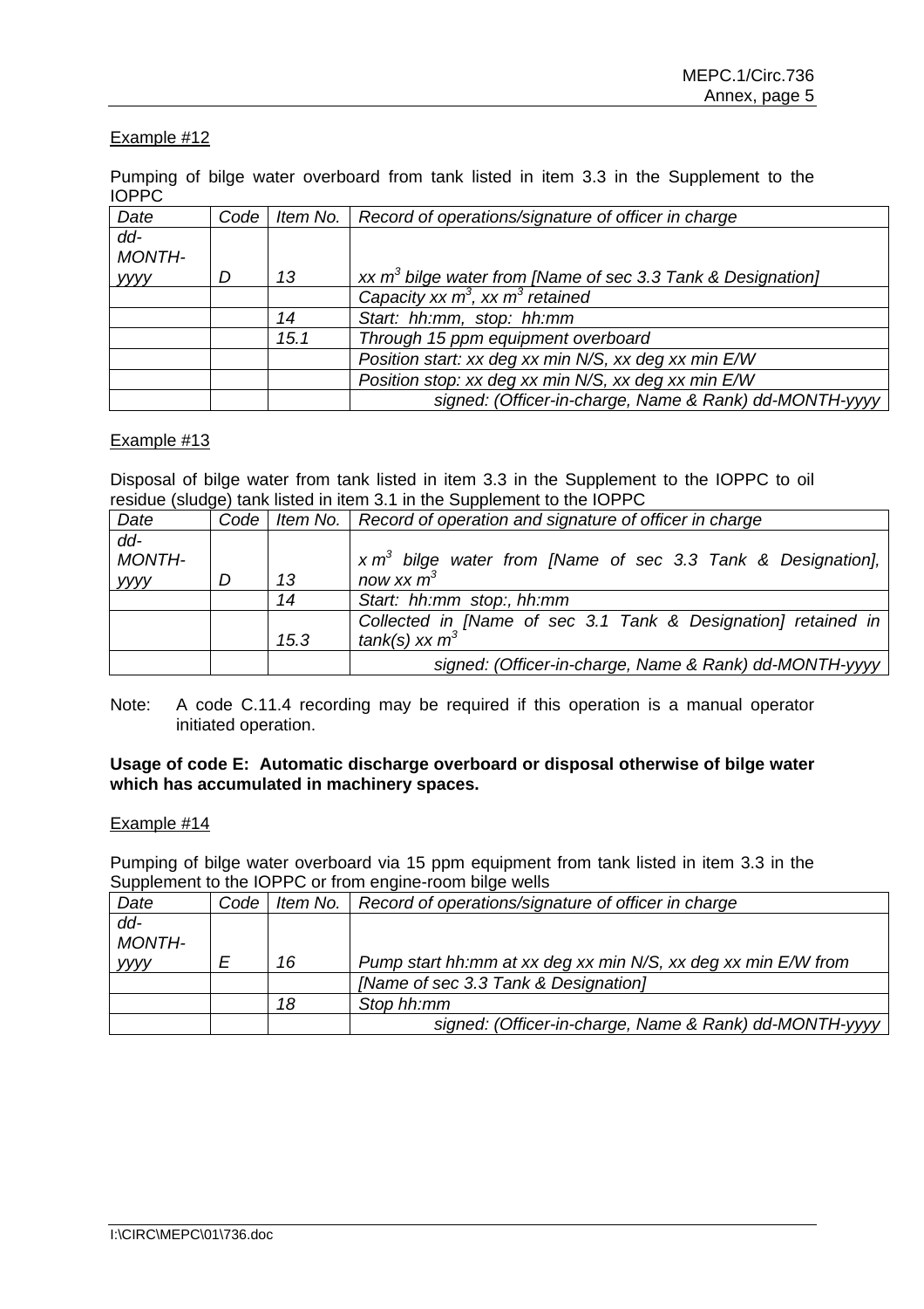Example #12

Pumping of bilge water overboard from tank listed in item 3.3 in the Supplement to the IOPPC

| Date | Code | Item No. | Record of operations/signature of officer in charge |
|---|---|---|---|
| *dd-MONTH-yyyy* | *D* | *13* | *xx $m^3$ bilge water from [Name of sec 3.3 Tank & Designation]* |
| | | | *Capacity xx $m^3$, xx $m^3$ retained* |
| | | *14* | *Start: hh:mm, stop: hh:mm* |
| | | *15.1* | *Through 15 ppm equipment overboard* |
| | | | *Position start: xx deg xx min N/S, xx deg xx min E/W* |
| | | | *Position stop: xx deg xx min N/S, xx deg xx min E/W* |
| | | | *signed: (Officer-in-charge, Name & Rank) dd-MONTH-yyyy* |

Example #13

Disposal of bilge water from tank listed in item 3.3 in the Supplement to the IOPPC to oil residue (sludge) tank listed in item 3.1 in the Supplement to the IOPPC

| Date | Code | Item No. | Record of operation and signature of officer in charge |
|---|---|---|---|
| *dd-MONTH-yyyy* | *D* | *13* | *x $m^3$ bilge water from [Name of sec 3.3 Tank & Designation], now xx $m^3$* |
| | | *14* | *Start: hh:mm stop:, hh:mm* |
| | | *15.3* | *Collected in [Name of sec 3.1 Tank & Designation] retained in tank(s) xx $m^3$* |
| | | | *signed: (Officer-in-charge, Name & Rank) dd-MONTH-yyyy* |

Note: A code C.11.4 recording may be required if this operation is a manual operator initiated operation.

**Usage of code E: Automatic discharge overboard or disposal otherwise of bilge water which has accumulated in machinery spaces.**

Example #14

Pumping of bilge water overboard via 15 ppm equipment from tank listed in item 3.3 in the Supplement to the IOPPC or from engine-room bilge wells

| Date | Code | Item No. | Record of operations/signature of officer in charge |
|---|---|---|---|
| *dd-MONTH-yyyy* | *E* | *16* | *Pump start hh:mm at xx deg xx min N/S, xx deg xx min E/W from* |
| | | | *[Name of sec 3.3 Tank & Designation]* |
| | | *18* | *Stop hh:mm* |
| | | | *signed: (Officer-in-charge, Name & Rank) dd-MONTH-yyyy* |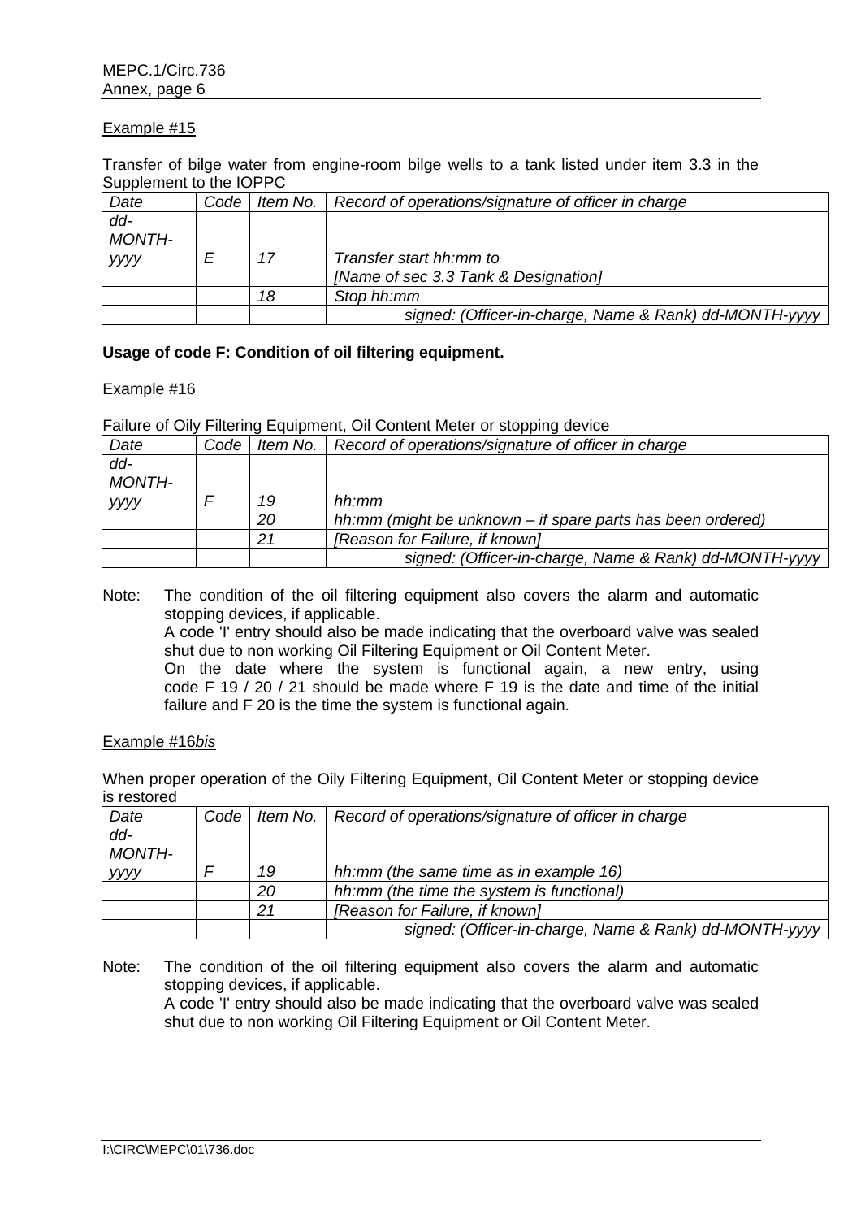Example #15

Transfer of bilge water from engine-room bilge wells to a tank listed under item 3.3 in the Supplement to the IOPPC

| *Date* | *Code* | *Item No.* | *Record of operations/signature of officer in charge* |
|---|---|---|---|
| *dd-MONTH-yyyy* | *E* | *17* | *Transfer start hh:mm to* |
| | | | *[Name of sec 3.3 Tank & Designation]* |
| | | *18* | *Stop hh:mm* |
| | | | *signed: (Officer-in-charge, Name & Rank) dd-MONTH-yyyy* |

**Usage of code F: Condition of oil filtering equipment.**

Example #16

Failure of Oily Filtering Equipment, Oil Content Meter or stopping device

| *Date* | *Code* | *Item No.* | *Record of operations/signature of officer in charge* |
|---|---|---|---|
| *dd-MONTH-yyyy* | *F* | *19* | *hh:mm* |
| | | *20* | *hh:mm (might be unknown – if spare parts has been ordered)* |
| | | *21* | *[Reason for Failure, if known]* |
| | | | *signed: (Officer-in-charge, Name & Rank) dd-MONTH-yyyy* |

Note: The condition of the oil filtering equipment also covers the alarm and automatic stopping devices, if applicable.
A code 'I' entry should also be made indicating that the overboard valve was sealed shut due to non working Oil Filtering Equipment or Oil Content Meter.
On the date where the system is functional again, a new entry, using code F 19 / 20 / 21 should be made where F 19 is the date and time of the initial failure and F 20 is the time the system is functional again.

Example #16*bis*

When proper operation of the Oily Filtering Equipment, Oil Content Meter or stopping device is restored

| *Date* | *Code* | *Item No.* | *Record of operations/signature of officer in charge* |
|---|---|---|---|
| *dd-MONTH-yyyy* | *F* | *19* | *hh:mm (the same time as in example 16)* |
| | | *20* | *hh:mm (the time the system is functional)* |
| | | *21* | *[Reason for Failure, if known]* |
| | | | *signed: (Officer-in-charge, Name & Rank) dd-MONTH-yyyy* |

Note: The condition of the oil filtering equipment also covers the alarm and automatic stopping devices, if applicable.
A code 'I' entry should also be made indicating that the overboard valve was sealed shut due to non working Oil Filtering Equipment or Oil Content Meter.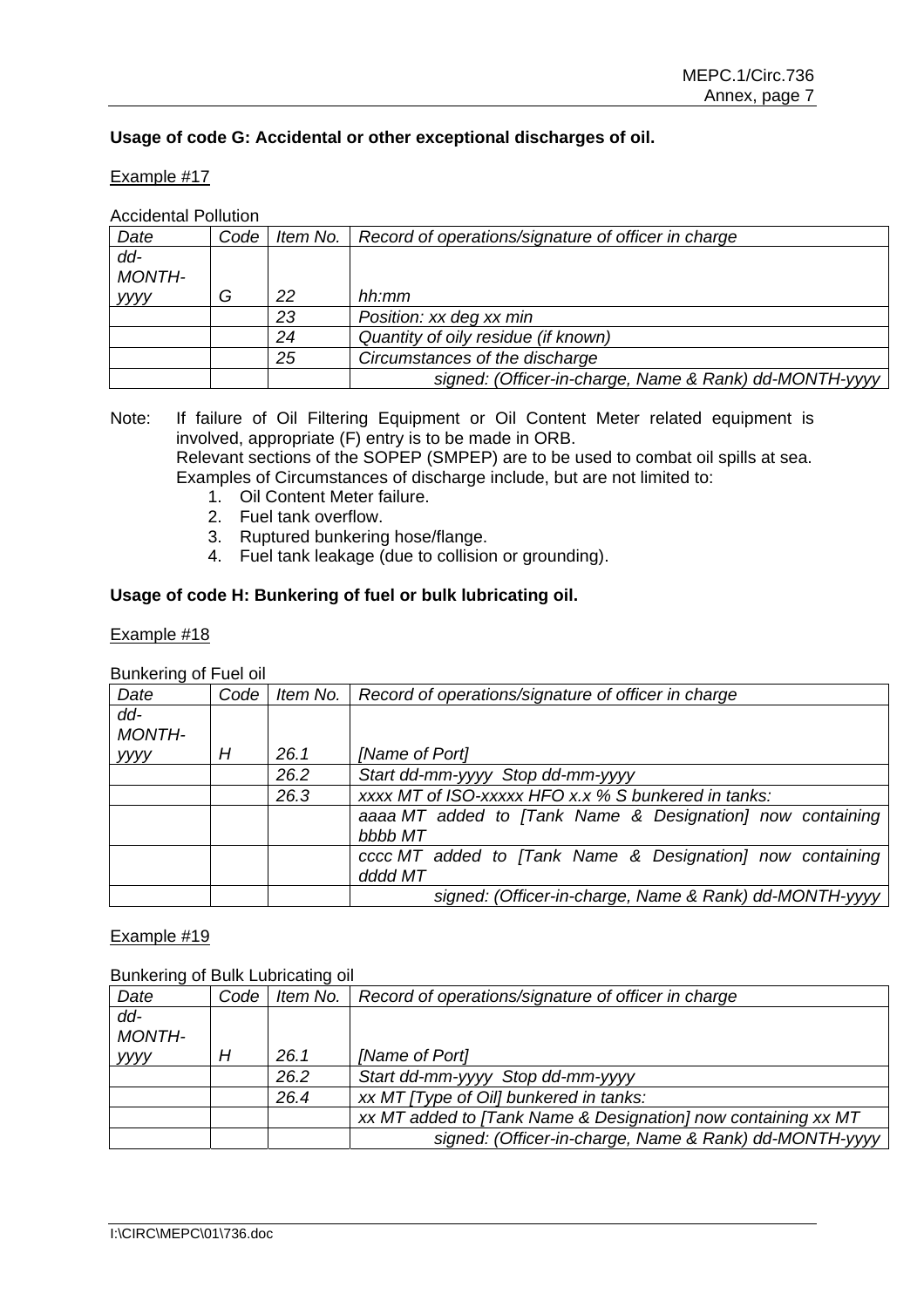**Usage of code G: Accidental or other exceptional discharges of oil.**

Example #17

Accidental Pollution

| *Date* | *Code* | *Item No.* | *Record of operations/signature of officer in charge* |
|---|---|---|---|
| *dd-MONTH-yyyy* | *G* | *22* | *hh:mm* |
| | | *23* | *Position: xx deg xx min* |
| | | *24* | *Quantity of oily residue (if known)* |
| | | *25* | *Circumstances of the discharge* |
| | | | *signed: (Officer-in-charge, Name & Rank) dd-MONTH-yyyy* |

Note: If failure of Oil Filtering Equipment or Oil Content Meter related equipment is involved, appropriate (F) entry is to be made in ORB.
Relevant sections of the SOPEP (SMPEP) are to be used to combat oil spills at sea.
Examples of Circumstances of discharge include, but are not limited to:

1. Oil Content Meter failure.
2. Fuel tank overflow.
3. Ruptured bunkering hose/flange.
4. Fuel tank leakage (due to collision or grounding).

**Usage of code H: Bunkering of fuel or bulk lubricating oil.**

Example #18

Bunkering of Fuel oil

| *Date* | *Code* | *Item No.* | *Record of operations/signature of officer in charge* |
|---|---|---|---|
| *dd-MONTH-yyyy* | *H* | *26.1* | *[Name of Port]* |
| | | *26.2* | *Start dd-mm-yyyy Stop dd-mm-yyyy* |
| | | *26.3* | *xxxx MT of ISO-xxxxx HFO x.x % S bunkered in tanks:* |
| | | | *aaaa MT added to [Tank Name & Designation] now containing bbbb MT* |
| | | | *cccc MT added to [Tank Name & Designation] now containing dddd MT* |
| | | | *signed: (Officer-in-charge, Name & Rank) dd-MONTH-yyyy* |

Example #19

Bunkering of Bulk Lubricating oil

| *Date* | *Code* | *Item No.* | *Record of operations/signature of officer in charge* |
|---|---|---|---|
| *dd-MONTH-yyyy* | *H* | *26.1* | *[Name of Port]* |
| | | *26.2* | *Start dd-mm-yyyy Stop dd-mm-yyyy* |
| | | *26.4* | *xx MT [Type of Oil] bunkered in tanks:* |
| | | | *xx MT added to [Tank Name & Designation] now containing xx MT* |
| | | | *signed: (Officer-in-charge, Name & Rank) dd-MONTH-yyyy* |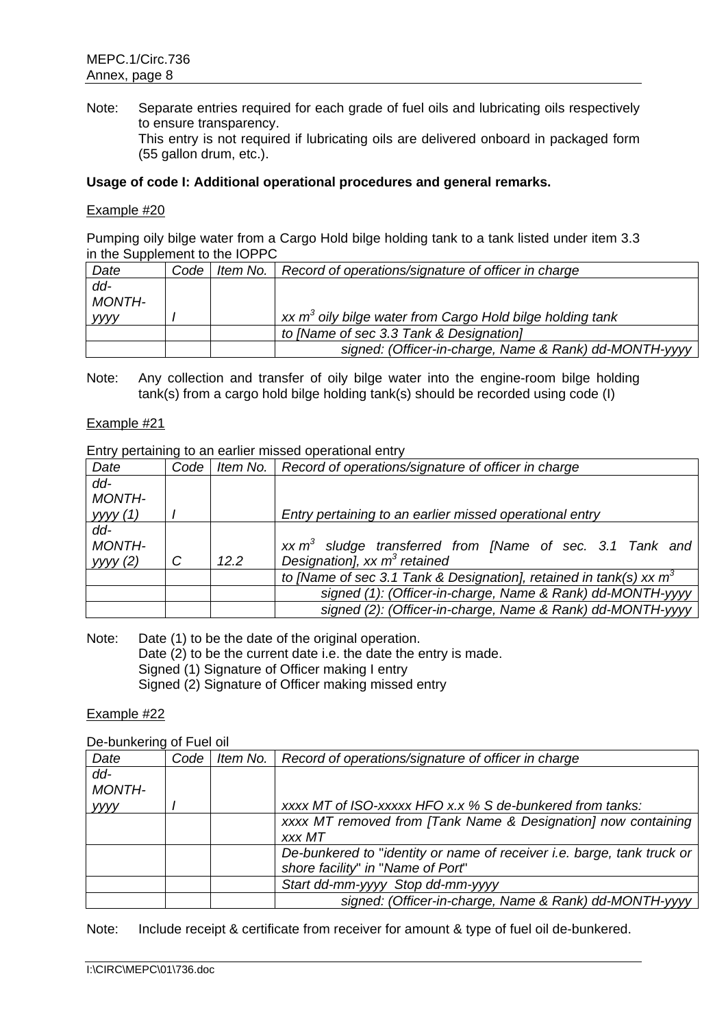Note: Separate entries required for each grade of fuel oils and lubricating oils respectively to ensure transparency.
This entry is not required if lubricating oils are delivered onboard in packaged form (55 gallon drum, etc.).

**Usage of code I: Additional operational procedures and general remarks.**

Example #20

Pumping oily bilge water from a Cargo Hold bilge holding tank to a tank listed under item 3.3 in the Supplement to the IOPPC

| *Date* | *Code* | *Item No.* | *Record of operations/signature of officer in charge* |
|---|---|---|---|
| *dd-MONTH-yyyy* | *I* | | *xx* $m^3$ *oily bilge water from Cargo Hold bilge holding tank* |
| | | | *to [Name of sec 3.3 Tank & Designation]* |
| | | | *signed: (Officer-in-charge, Name & Rank) dd-MONTH-yyyy* |

Note: Any collection and transfer of oily bilge water into the engine-room bilge holding tank(s) from a cargo hold bilge holding tank(s) should be recorded using code (I)

Example #21

Entry pertaining to an earlier missed operational entry

| *Date* | *Code* | *Item No.* | *Record of operations/signature of officer in charge* |
|---|---|---|---|
| *dd-MONTH-yyyy (1)* | *I* | | *Entry pertaining to an earlier missed operational entry* |
| *dd-MONTH-yyyy (2)* | *C* | *12.2* | *xx* $m^3$ *sludge transferred from [Name of sec. 3.1 Tank and Designation], xx* $m^3$ *retained* |
| | | | *to [Name of sec 3.1 Tank & Designation], retained in tank(s) xx* $m^3$ |
| | | | *signed (1): (Officer-in-charge, Name & Rank) dd-MONTH-yyyy* |
| | | | *signed (2): (Officer-in-charge, Name & Rank) dd-MONTH-yyyy* |

Note: Date (1) to be the date of the original operation.
Date (2) to be the current date i.e. the date the entry is made.
Signed (1) Signature of Officer making I entry
Signed (2) Signature of Officer making missed entry

Example #22

De-bunkering of Fuel oil

| *Date* | *Code* | *Item No.* | *Record of operations/signature of officer in charge* |
|---|---|---|---|
| *dd-MONTH-yyyy* | *I* | | *xxxx MT of ISO-xxxxx HFO x.x % S de-bunkered from tanks:* |
| | | | *xxxx MT removed from [Tank Name & Designation] now containing xxx MT* |
| | | | *De-bunkered to "identity or name of receiver i.e. barge, tank truck or shore facility" in "Name of Port"* |
| | | | *Start dd-mm-yyyy Stop dd-mm-yyyy* |
| | | | *signed: (Officer-in-charge, Name & Rank) dd-MONTH-yyyy* |

Note: Include receipt & certificate from receiver for amount & type of fuel oil de-bunkered.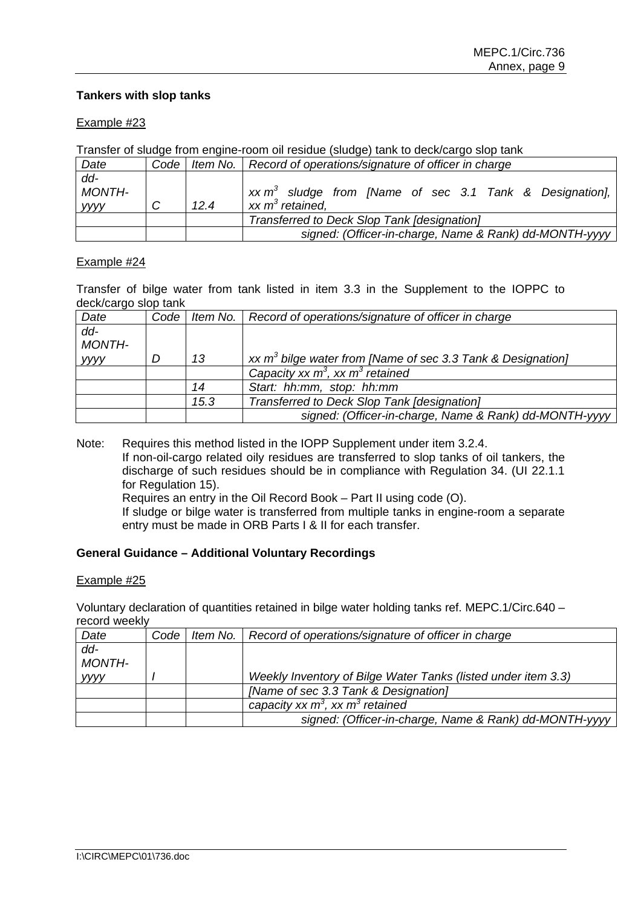**Tankers with slop tanks**

Example #23

Transfer of sludge from engine-room oil residue (sludge) tank to deck/cargo slop tank

| Date | Code | Item No. | Record of operations/signature of officer in charge |
|---|---|---|---|
| *dd-MONTH-yyyy* | *C* | *12.4* | *xx $m^3$ sludge from [Name of sec 3.1 Tank & Designation], xx $m^3$ retained,* |
| | | | *Transferred to Deck Slop Tank [designation]* |
| | | | *signed: (Officer-in-charge, Name & Rank) dd-MONTH-yyyy* |

Example #24

Transfer of bilge water from tank listed in item 3.3 in the Supplement to the IOPPC to deck/cargo slop tank

| Date | Code | Item No. | Record of operations/signature of officer in charge |
|---|---|---|---|
| *dd-MONTH-yyyy* | *D* | *13* | *xx $m^3$ bilge water from [Name of sec 3.3 Tank & Designation]* |
| | | | *Capacity xx $m^3$, xx $m^3$ retained* |
| | | *14* | *Start: hh:mm, stop: hh:mm* |
| | | *15.3* | *Transferred to Deck Slop Tank [designation]* |
| | | | *signed: (Officer-in-charge, Name & Rank) dd-MONTH-yyyy* |

Note: Requires this method listed in the IOPP Supplement under item 3.2.4.
If non-oil-cargo related oily residues are transferred to slop tanks of oil tankers, the discharge of such residues should be in compliance with Regulation 34. (UI 22.1.1 for Regulation 15).
Requires an entry in the Oil Record Book – Part II using code (O).
If sludge or bilge water is transferred from multiple tanks in engine-room a separate entry must be made in ORB Parts I & II for each transfer.

**General Guidance – Additional Voluntary Recordings**

Example #25

Voluntary declaration of quantities retained in bilge water holding tanks ref. MEPC.1/Circ.640 – record weekly

| Date | Code | Item No. | Record of operations/signature of officer in charge |
|---|---|---|---|
| *dd-MONTH-yyyy* | *I* | | *Weekly Inventory of Bilge Water Tanks (listed under item 3.3)* |
| | | | *[Name of sec 3.3 Tank & Designation]* |
| | | | *capacity xx $m^3$, xx $m^3$ retained* |
| | | | *signed: (Officer-in-charge, Name & Rank) dd-MONTH-yyyy* |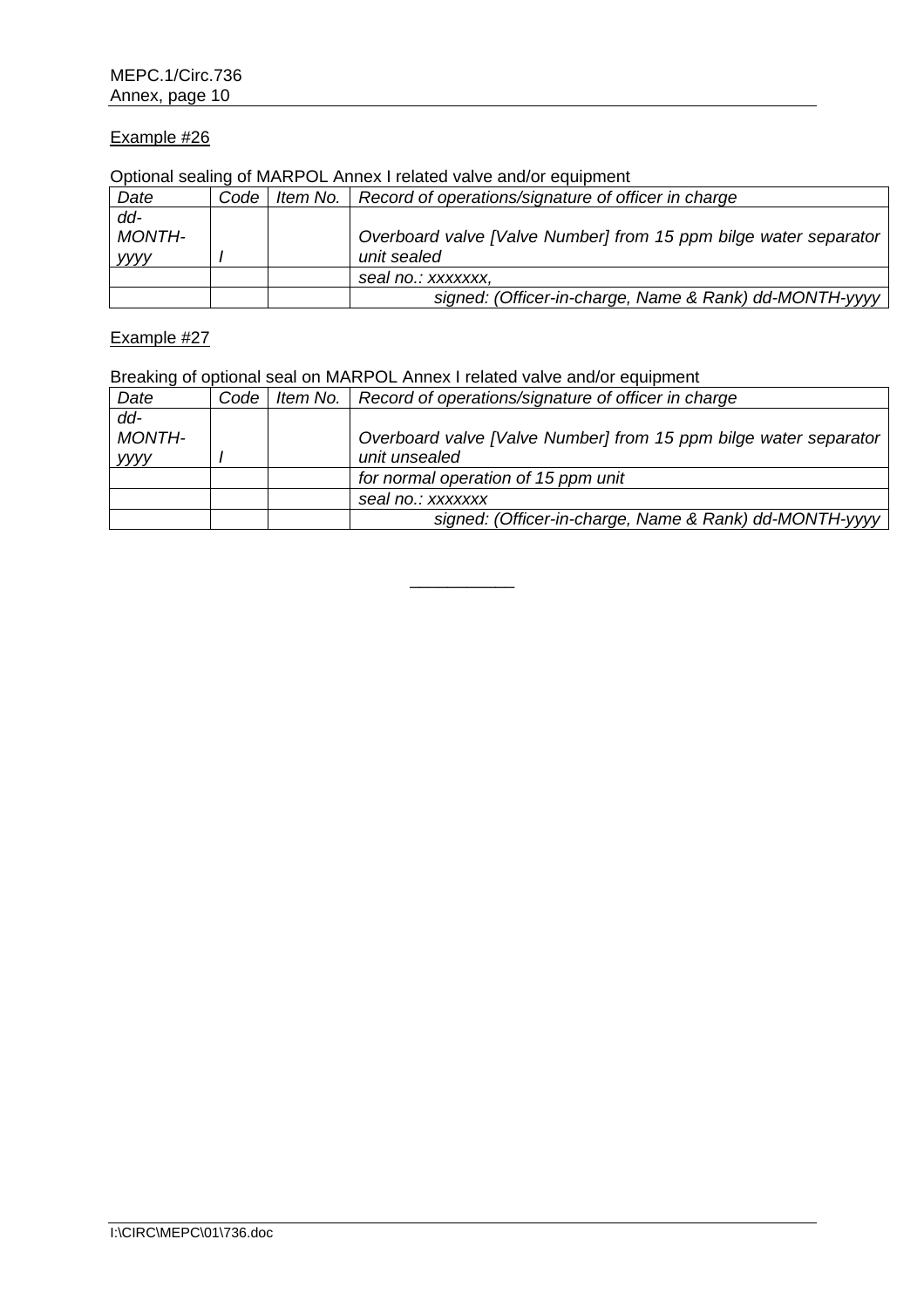Example #26

Optional sealing of MARPOL Annex I related valve and/or equipment

| *Date* | *Code* | *Item No.* | *Record of operations/signature of officer in charge* |
|---|---|---|---|
| *dd-MONTH-yyyy* | *I* | | *Overboard valve [Valve Number] from 15 ppm bilge water separator unit sealed* |
| | | | *seal no.: xxxxxxx,* |
| | | | *signed: (Officer-in-charge, Name & Rank) dd-MONTH-yyyy* |

Example #27

Breaking of optional seal on MARPOL Annex I related valve and/or equipment

| *Date* | *Code* | *Item No.* | *Record of operations/signature of officer in charge* |
|---|---|---|---|
| *dd-MONTH-yyyy* | *I* | | *Overboard valve [Valve Number] from 15 ppm bilge water separator unit unsealed* |
| | | | *for normal operation of 15 ppm unit* |
| | | | *seal no.: xxxxxxx* |
| | | | *signed: (Officer-in-charge, Name & Rank) dd-MONTH-yyyy* |

___________